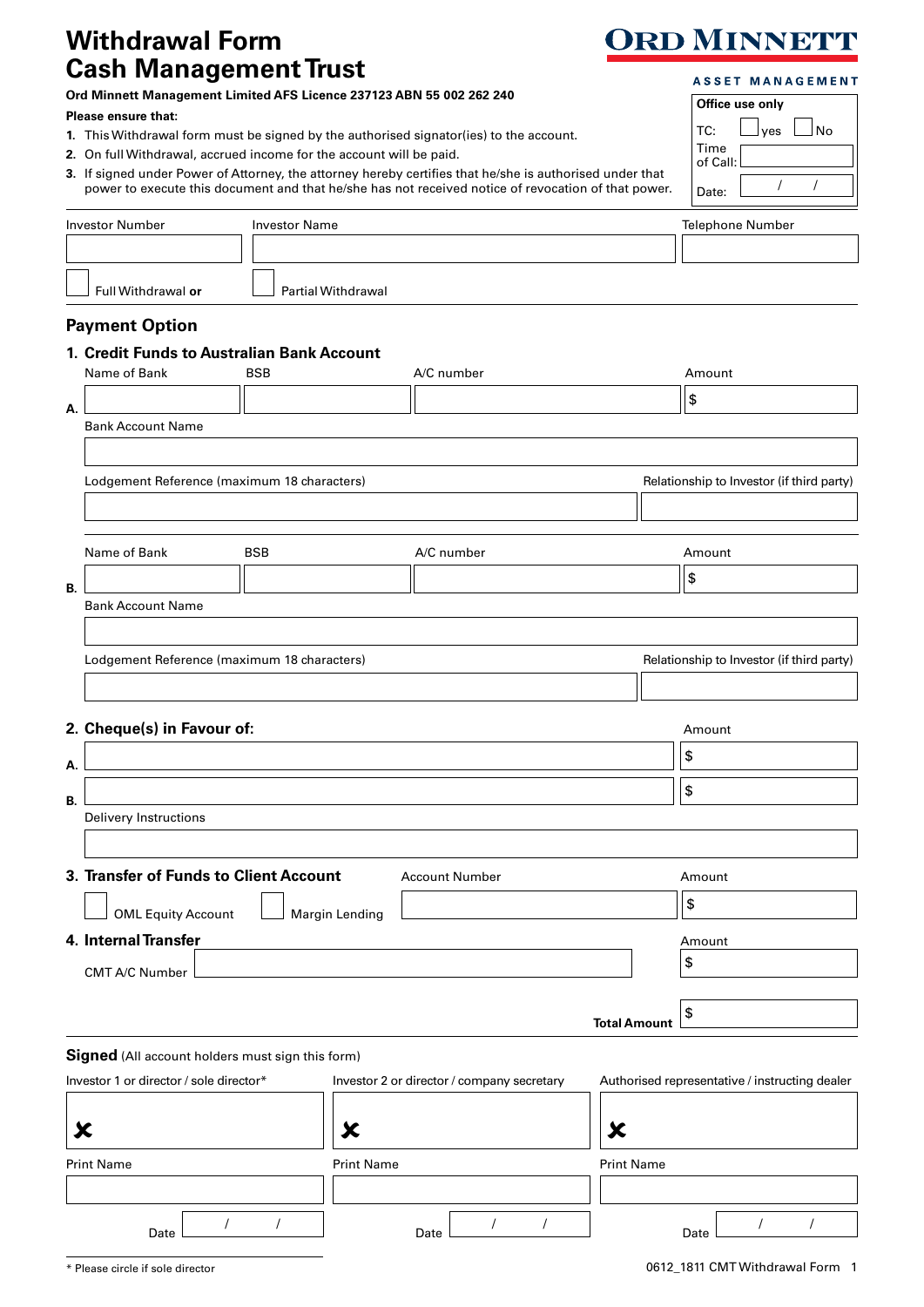# Withdrawal Form
# Cash Management Trust

**ORD MINNETT**
**ASSET MANAGEMENT**

**Ord Minnett Management Limited AFS Licence 237123 ABN 55 002 262 240**

**Please ensure that:**

1. This Withdrawal form must be signed by the authorised signator(ies) to the account.
2. On full Withdrawal, accrued income for the account will be paid.
3. If signed under Power of Attorney, the attorney hereby certifies that he/she is authorised under that power to execute this document and that he/she has not received notice of revocation of that power.

**Office use only**

TC: ☐ yes ☐ No

Time of Call: ____________

Date: ___ / ___ / ___

| Investor Number | Investor Name | Telephone Number |
|---|---|---|
| | | |

☐ Full Withdrawal **or** ☐ Partial Withdrawal

## Payment Option

### 1. Credit Funds to Australian Bank Account

**A.**

| Name of Bank | BSB | A/C number | Amount |
|---|---|---|---|
| | | | $ |

Bank Account Name

| Lodgement Reference (maximum 18 characters) | Relationship to Investor (if third party) |
|---|---|
| | |

**B.**

| Name of Bank | BSB | A/C number | Amount |
|---|---|---|---|
| | | | $ |

Bank Account Name

| Lodgement Reference (maximum 18 characters) | Relationship to Investor (if third party) |
|---|---|
| | |

### 2. Cheque(s) in Favour of:

| | | Amount |
|---|---|---|
| A. | | $ |
| B. | | $ |

Delivery Instructions

### 3. Transfer of Funds to Client Account

☐ OML Equity Account ☐ Margin Lending

| Account Number | Amount |
|---|---|
| | $ |

### 4. Internal Transfer

| CMT A/C Number | Amount |
|---|---|
| | $ |

**Total Amount** $

**Signed** (All account holders must sign this form)

| Investor 1 or director / sole director* | Investor 2 or director / company secretary | Authorised representative / instructing dealer |
|---|---|---|
| ✘ | ✘ | ✘ |
| Print Name | Print Name | Print Name |
| | | |
| Date / / | Date / / | Date / / |

\* Please circle if sole director

0612_1811 CMT Withdrawal Form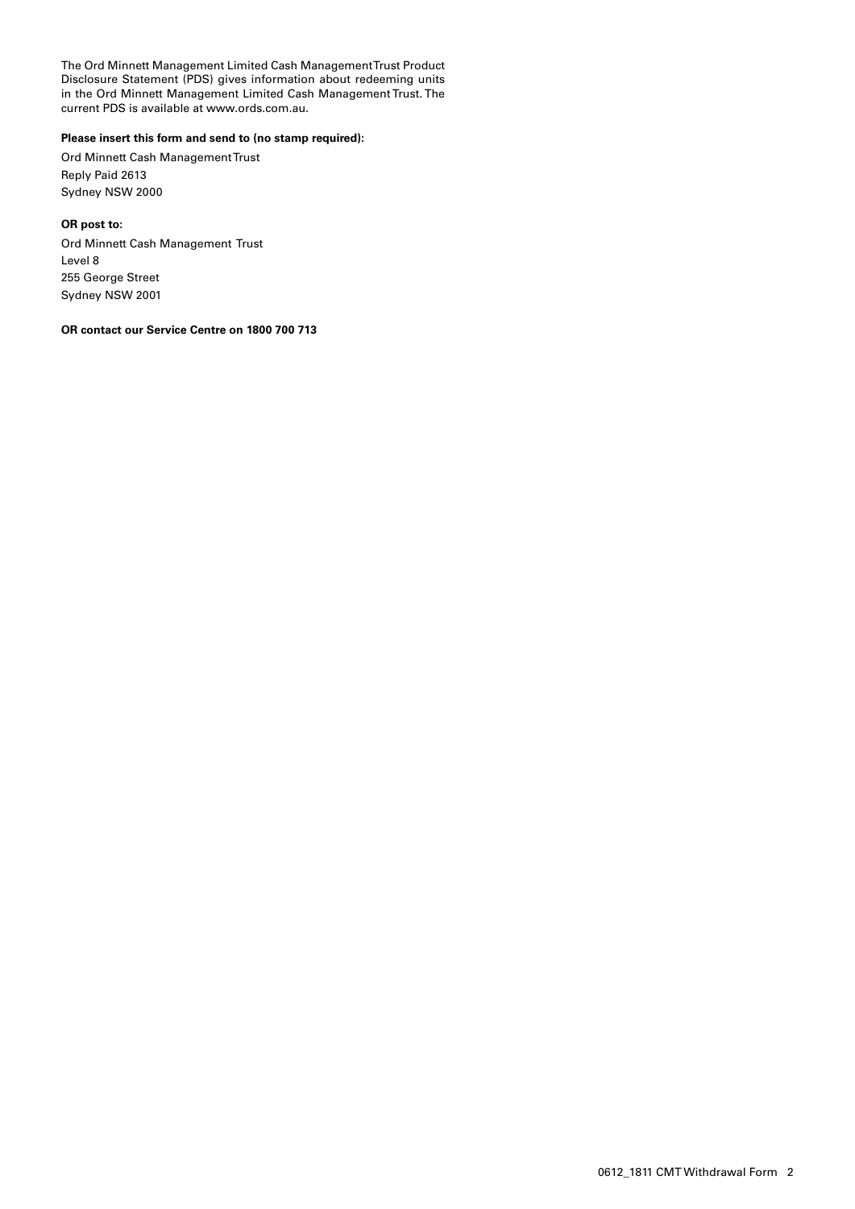The Ord Minnett Management Limited Cash Management Trust Product Disclosure Statement (PDS) gives information about redeeming units in the Ord Minnett Management Limited Cash Management Trust. The current PDS is available at www.ords.com.au.

**Please insert this form and send to (no stamp required):**

Ord Minnett Cash Management Trust
Reply Paid 2613
Sydney NSW 2000

**OR post to:**

Ord Minnett Cash Management Trust
Level 8
255 George Street
Sydney NSW 2001

**OR contact our Service Centre on 1800 700 713**